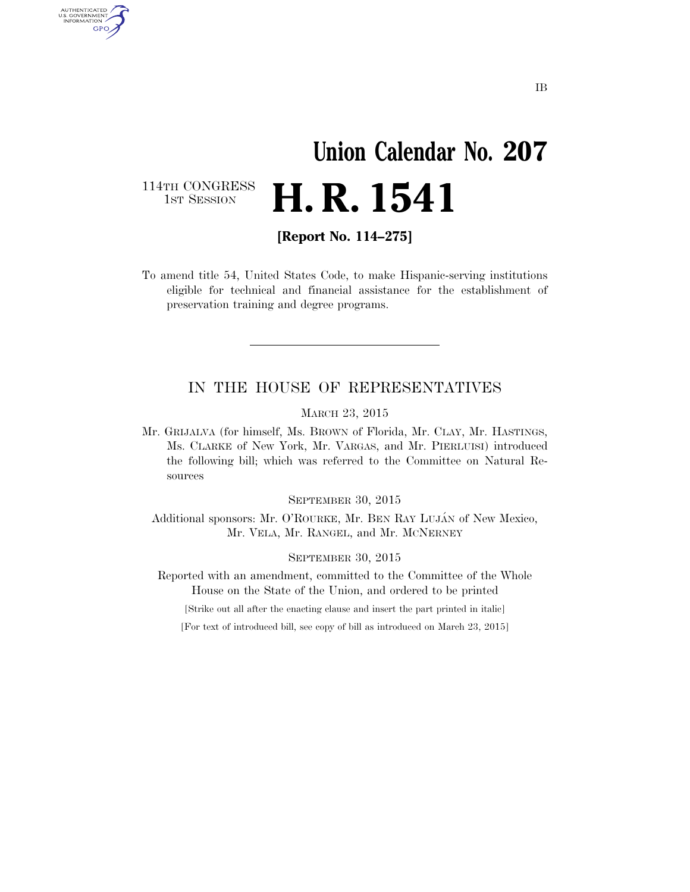IB

# Union Calendar No. 207

114TH CONGRESS
1ST SESSION

# H. R. 1541

**[Report No. 114–275]**

To amend title 54, United States Code, to make Hispanic-serving institutions eligible for technical and financial assistance for the establishment of preservation training and degree programs.

---

## IN THE HOUSE OF REPRESENTATIVES

MARCH 23, 2015

Mr. GRIJALVA (for himself, Ms. BROWN of Florida, Mr. CLAY, Mr. HASTINGS, Ms. CLARKE of New York, Mr. VARGAS, and Mr. PIERLUISI) introduced the following bill; which was referred to the Committee on Natural Resources

SEPTEMBER 30, 2015

Additional sponsors: Mr. O'ROURKE, Mr. BEN RAY LUJÁN of New Mexico, Mr. VELA, Mr. RANGEL, and Mr. MCNERNEY

SEPTEMBER 30, 2015

Reported with an amendment, committed to the Committee of the Whole House on the State of the Union, and ordered to be printed

[Strike out all after the enacting clause and insert the part printed in italic]

[For text of introduced bill, see copy of bill as introduced on March 23, 2015]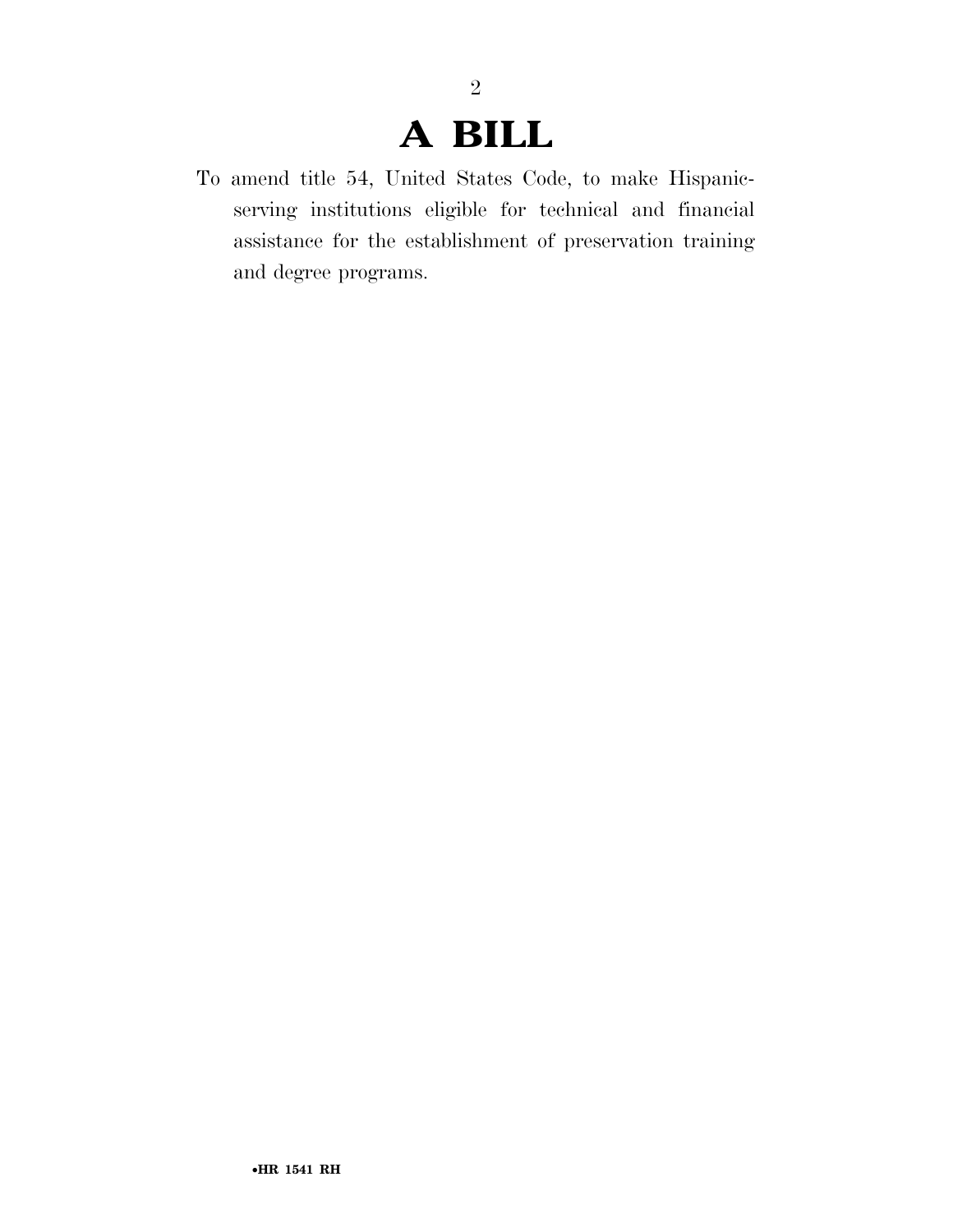# A BILL

To amend title 54, United States Code, to make Hispanic-serving institutions eligible for technical and financial assistance for the establishment of preservation training and degree programs.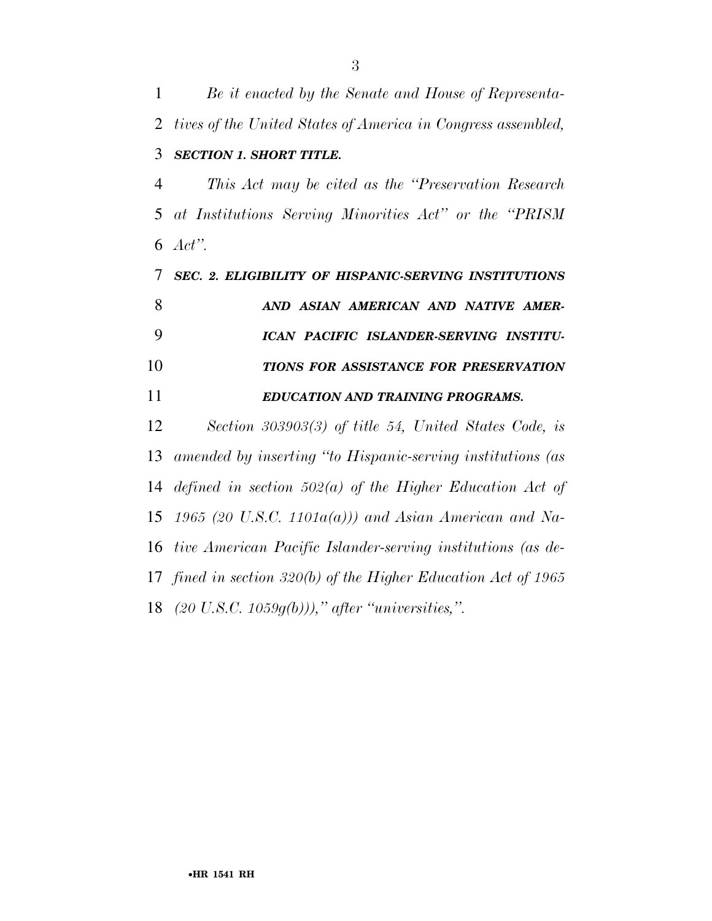*Be it enacted by the Senate and House of Representatives of the United States of America in Congress assembled,*

***SECTION 1. SHORT TITLE.***

*This Act may be cited as the "Preservation Research at Institutions Serving Minorities Act" or the "PRISM Act".*

***SEC. 2. ELIGIBILITY OF HISPANIC-SERVING INSTITUTIONS AND ASIAN AMERICAN AND NATIVE AMERICAN PACIFIC ISLANDER-SERVING INSTITUTIONS FOR ASSISTANCE FOR PRESERVATION EDUCATION AND TRAINING PROGRAMS.***

*Section 303903(3) of title 54, United States Code, is amended by inserting "to Hispanic-serving institutions (as defined in section 502(a) of the Higher Education Act of 1965 (20 U.S.C. 1101a(a))) and Asian American and Native American Pacific Islander-serving institutions (as defined in section 320(b) of the Higher Education Act of 1965 (20 U.S.C. 1059g(b))))," after "universities,".*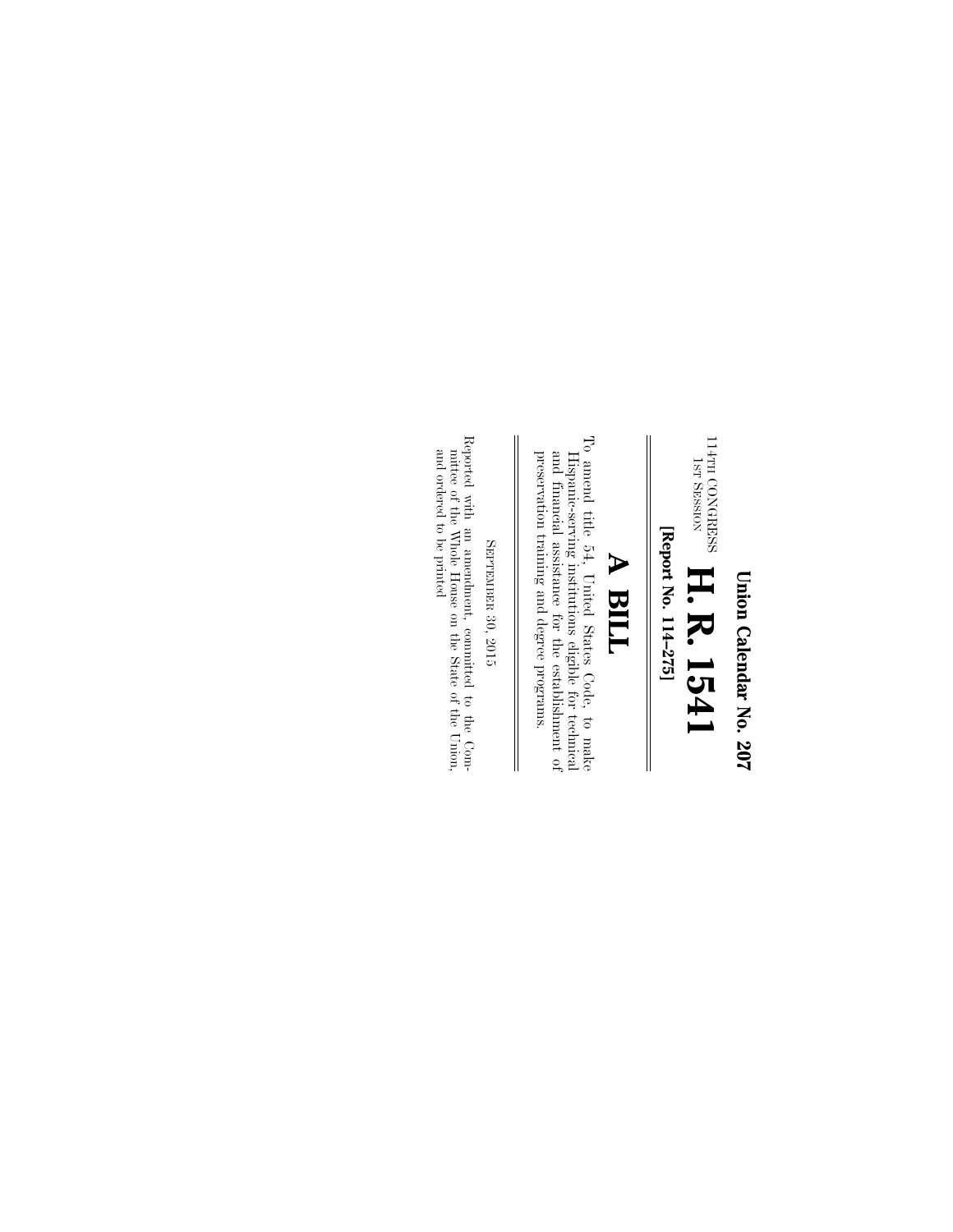# Union Calendar No. 207

114TH CONGRESS
1ST SESSION

# H. R. 1541

**[Report No. 114–275]**

# A BILL

To amend title 54, United States Code, to make Hispanic-serving institutions eligible for technical and financial assistance for the establishment of preservation training and degree programs.

SEPTEMBER 30, 2015

Reported with an amendment, committed to the Committee of the Whole House on the State of the Union, and ordered to be printed